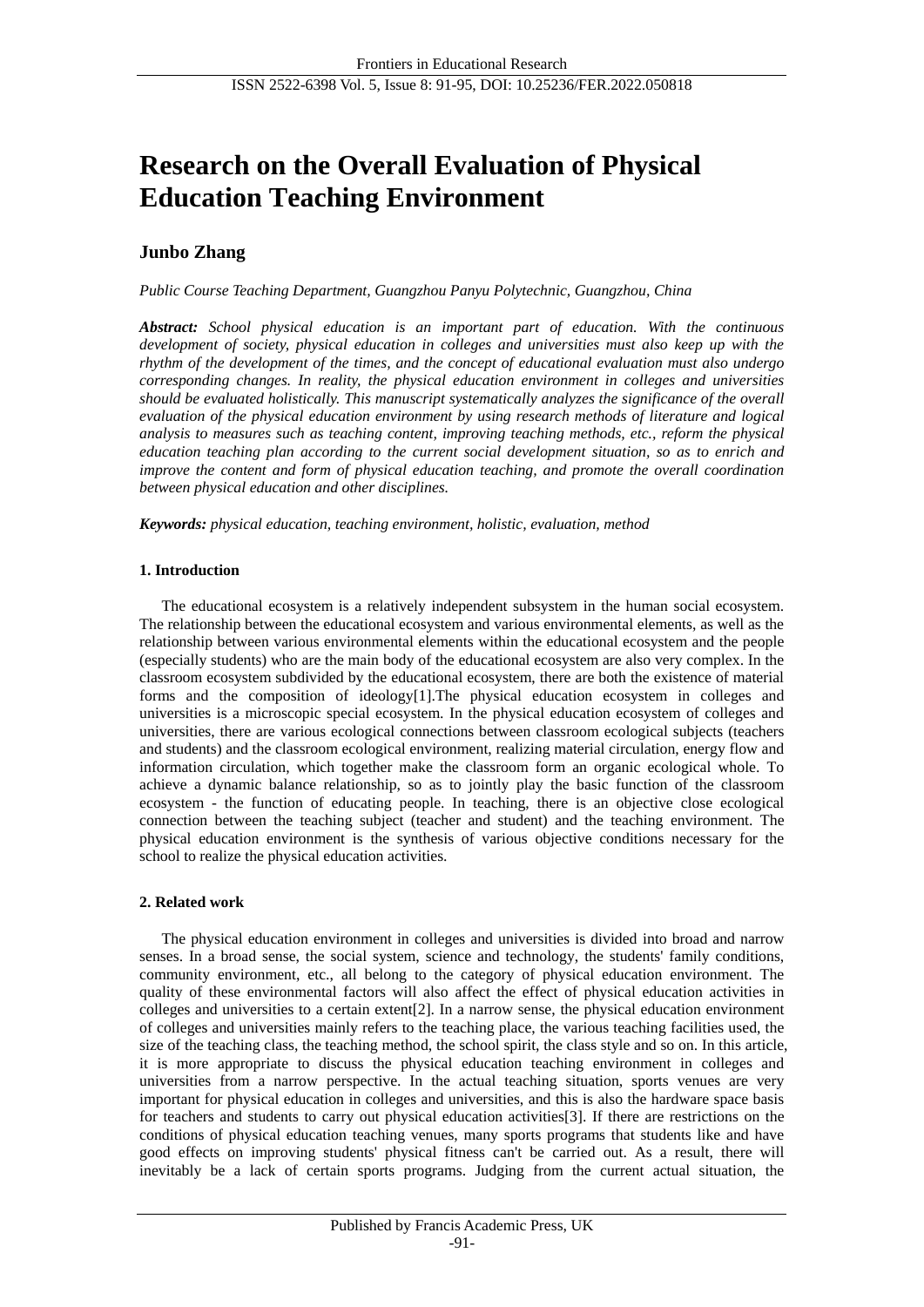# Research on the Overall Evaluation of Physical Education Teaching Environment

**Junbo Zhang**

*Public Course Teaching Department, Guangzhou Panyu Polytechnic, Guangzhou, China*

***Abstract:*** *School physical education is an important part of education. With the continuous development of society, physical education in colleges and universities must also keep up with the rhythm of the development of the times, and the concept of educational evaluation must also undergo corresponding changes. In reality, the physical education environment in colleges and universities should be evaluated holistically. This manuscript systematically analyzes the significance of the overall evaluation of the physical education environment by using research methods of literature and logical analysis to measures such as teaching content, improving teaching methods, etc., reform the physical education teaching plan according to the current social development situation, so as to enrich and improve the content and form of physical education teaching, and promote the overall coordination between physical education and other disciplines.*

***Keywords:*** *physical education, teaching environment, holistic, evaluation, method*

## 1. Introduction

The educational ecosystem is a relatively independent subsystem in the human social ecosystem. The relationship between the educational ecosystem and various environmental elements, as well as the relationship between various environmental elements within the educational ecosystem and the people (especially students) who are the main body of the educational ecosystem are also very complex. In the classroom ecosystem subdivided by the educational ecosystem, there are both the existence of material forms and the composition of ideology[1].The physical education ecosystem in colleges and universities is a microscopic special ecosystem. In the physical education ecosystem of colleges and universities, there are various ecological connections between classroom ecological subjects (teachers and students) and the classroom ecological environment, realizing material circulation, energy flow and information circulation, which together make the classroom form an organic ecological whole. To achieve a dynamic balance relationship, so as to jointly play the basic function of the classroom ecosystem - the function of educating people. In teaching, there is an objective close ecological connection between the teaching subject (teacher and student) and the teaching environment. The physical education environment is the synthesis of various objective conditions necessary for the school to realize the physical education activities.

## 2. Related work

The physical education environment in colleges and universities is divided into broad and narrow senses. In a broad sense, the social system, science and technology, the students' family conditions, community environment, etc., all belong to the category of physical education environment. The quality of these environmental factors will also affect the effect of physical education activities in colleges and universities to a certain extent[2]. In a narrow sense, the physical education environment of colleges and universities mainly refers to the teaching place, the various teaching facilities used, the size of the teaching class, the teaching method, the school spirit, the class style and so on. In this article, it is more appropriate to discuss the physical education teaching environment in colleges and universities from a narrow perspective. In the actual teaching situation, sports venues are very important for physical education in colleges and universities, and this is also the hardware space basis for teachers and students to carry out physical education activities[3]. If there are restrictions on the conditions of physical education teaching venues, many sports programs that students like and have good effects on improving students' physical fitness can't be carried out. As a result, there will inevitably be a lack of certain sports programs. Judging from the current actual situation, the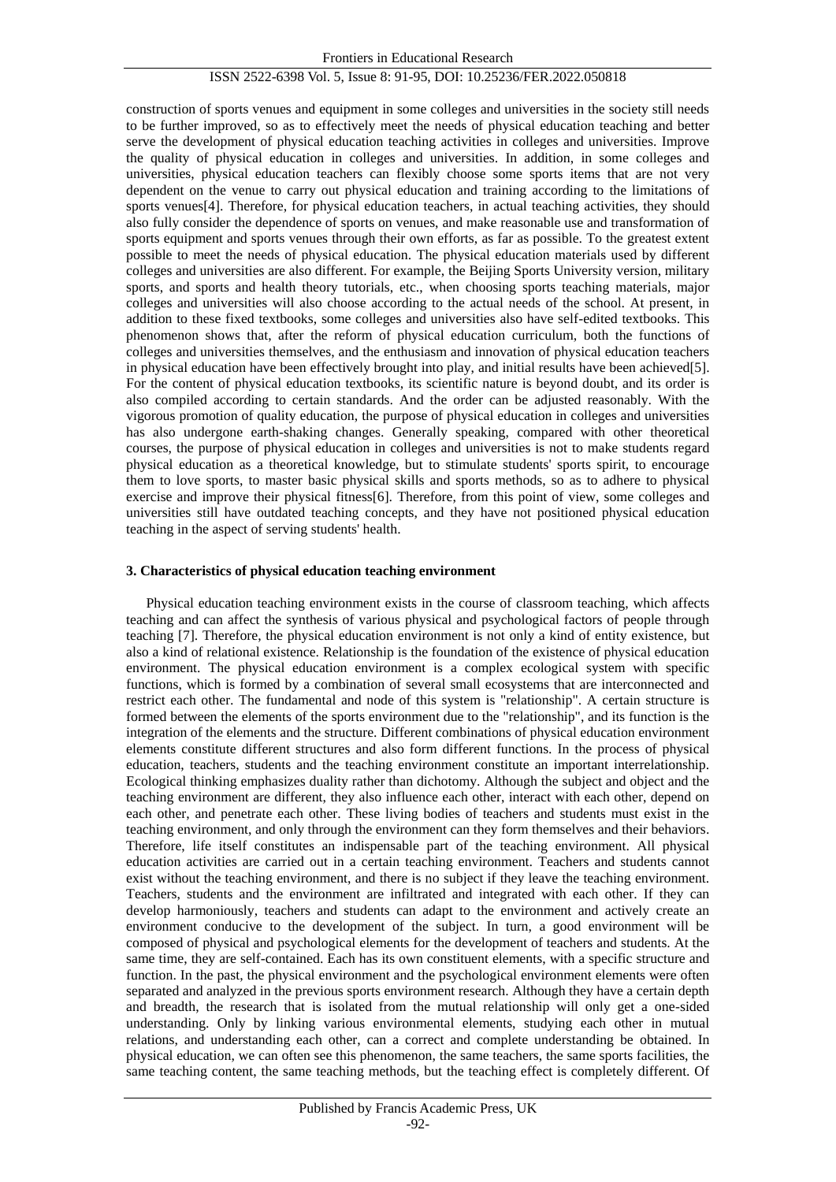construction of sports venues and equipment in some colleges and universities in the society still needs to be further improved, so as to effectively meet the needs of physical education teaching and better serve the development of physical education teaching activities in colleges and universities. Improve the quality of physical education in colleges and universities. In addition, in some colleges and universities, physical education teachers can flexibly choose some sports items that are not very dependent on the venue to carry out physical education and training according to the limitations of sports venues[4]. Therefore, for physical education teachers, in actual teaching activities, they should also fully consider the dependence of sports on venues, and make reasonable use and transformation of sports equipment and sports venues through their own efforts, as far as possible. To the greatest extent possible to meet the needs of physical education. The physical education materials used by different colleges and universities are also different. For example, the Beijing Sports University version, military sports, and sports and health theory tutorials, etc., when choosing sports teaching materials, major colleges and universities will also choose according to the actual needs of the school. At present, in addition to these fixed textbooks, some colleges and universities also have self-edited textbooks. This phenomenon shows that, after the reform of physical education curriculum, both the functions of colleges and universities themselves, and the enthusiasm and innovation of physical education teachers in physical education have been effectively brought into play, and initial results have been achieved[5]. For the content of physical education textbooks, its scientific nature is beyond doubt, and its order is also compiled according to certain standards. And the order can be adjusted reasonably. With the vigorous promotion of quality education, the purpose of physical education in colleges and universities has also undergone earth-shaking changes. Generally speaking, compared with other theoretical courses, the purpose of physical education in colleges and universities is not to make students regard physical education as a theoretical knowledge, but to stimulate students' sports spirit, to encourage them to love sports, to master basic physical skills and sports methods, so as to adhere to physical exercise and improve their physical fitness[6]. Therefore, from this point of view, some colleges and universities still have outdated teaching concepts, and they have not positioned physical education teaching in the aspect of serving students' health.

## 3. Characteristics of physical education teaching environment

Physical education teaching environment exists in the course of classroom teaching, which affects teaching and can affect the synthesis of various physical and psychological factors of people through teaching [7]. Therefore, the physical education environment is not only a kind of entity existence, but also a kind of relational existence. Relationship is the foundation of the existence of physical education environment. The physical education environment is a complex ecological system with specific functions, which is formed by a combination of several small ecosystems that are interconnected and restrict each other. The fundamental and node of this system is "relationship". A certain structure is formed between the elements of the sports environment due to the "relationship", and its function is the integration of the elements and the structure. Different combinations of physical education environment elements constitute different structures and also form different functions. In the process of physical education, teachers, students and the teaching environment constitute an important interrelationship. Ecological thinking emphasizes duality rather than dichotomy. Although the subject and object and the teaching environment are different, they also influence each other, interact with each other, depend on each other, and penetrate each other. These living bodies of teachers and students must exist in the teaching environment, and only through the environment can they form themselves and their behaviors. Therefore, life itself constitutes an indispensable part of the teaching environment. All physical education activities are carried out in a certain teaching environment. Teachers and students cannot exist without the teaching environment, and there is no subject if they leave the teaching environment. Teachers, students and the environment are infiltrated and integrated with each other. If they can develop harmoniously, teachers and students can adapt to the environment and actively create an environment conducive to the development of the subject. In turn, a good environment will be composed of physical and psychological elements for the development of teachers and students. At the same time, they are self-contained. Each has its own constituent elements, with a specific structure and function. In the past, the physical environment and the psychological environment elements were often separated and analyzed in the previous sports environment research. Although they have a certain depth and breadth, the research that is isolated from the mutual relationship will only get a one-sided understanding. Only by linking various environmental elements, studying each other in mutual relations, and understanding each other, can a correct and complete understanding be obtained. In physical education, we can often see this phenomenon, the same teachers, the same sports facilities, the same teaching content, the same teaching methods, but the teaching effect is completely different. Of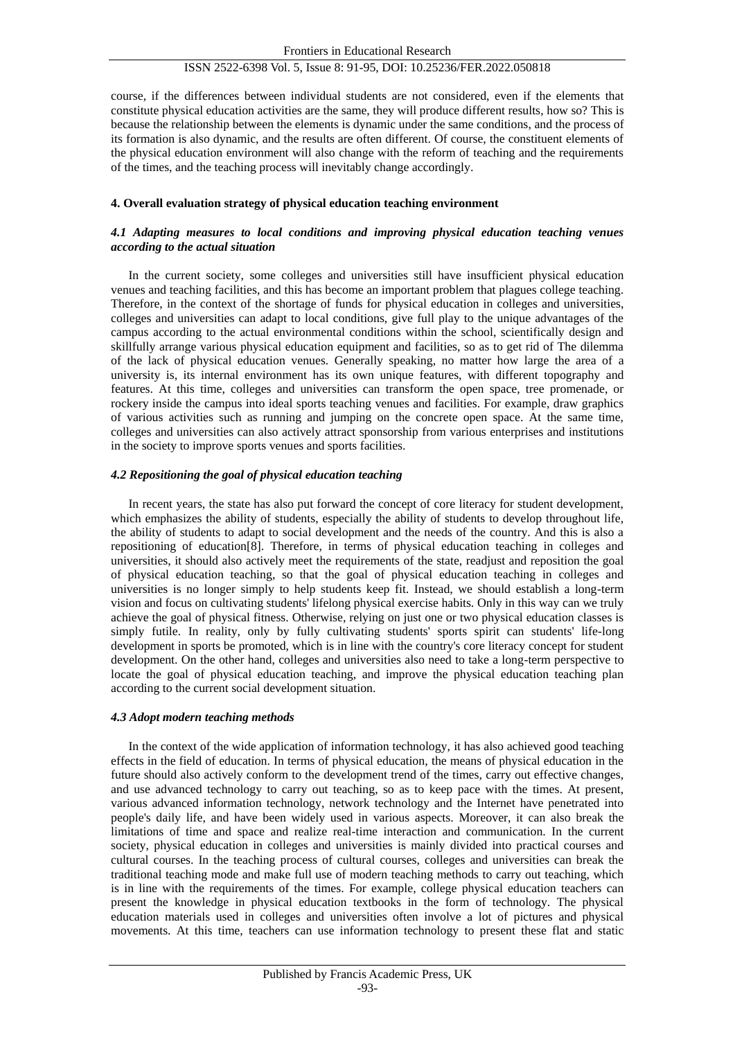course, if the differences between individual students are not considered, even if the elements that constitute physical education activities are the same, they will produce different results, how so? This is because the relationship between the elements is dynamic under the same conditions, and the process of its formation is also dynamic, and the results are often different. Of course, the constituent elements of the physical education environment will also change with the reform of teaching and the requirements of the times, and the teaching process will inevitably change accordingly.

## 4. Overall evaluation strategy of physical education teaching environment

### *4.1 Adapting measures to local conditions and improving physical education teaching venues according to the actual situation*

In the current society, some colleges and universities still have insufficient physical education venues and teaching facilities, and this has become an important problem that plagues college teaching. Therefore, in the context of the shortage of funds for physical education in colleges and universities, colleges and universities can adapt to local conditions, give full play to the unique advantages of the campus according to the actual environmental conditions within the school, scientifically design and skillfully arrange various physical education equipment and facilities, so as to get rid of The dilemma of the lack of physical education venues. Generally speaking, no matter how large the area of a university is, its internal environment has its own unique features, with different topography and features. At this time, colleges and universities can transform the open space, tree promenade, or rockery inside the campus into ideal sports teaching venues and facilities. For example, draw graphics of various activities such as running and jumping on the concrete open space. At the same time, colleges and universities can also actively attract sponsorship from various enterprises and institutions in the society to improve sports venues and sports facilities.

### *4.2 Repositioning the goal of physical education teaching*

In recent years, the state has also put forward the concept of core literacy for student development, which emphasizes the ability of students, especially the ability of students to develop throughout life, the ability of students to adapt to social development and the needs of the country. And this is also a repositioning of education[8]. Therefore, in terms of physical education teaching in colleges and universities, it should also actively meet the requirements of the state, readjust and reposition the goal of physical education teaching, so that the goal of physical education teaching in colleges and universities is no longer simply to help students keep fit. Instead, we should establish a long-term vision and focus on cultivating students' lifelong physical exercise habits. Only in this way can we truly achieve the goal of physical fitness. Otherwise, relying on just one or two physical education classes is simply futile. In reality, only by fully cultivating students' sports spirit can students' life-long development in sports be promoted, which is in line with the country's core literacy concept for student development. On the other hand, colleges and universities also need to take a long-term perspective to locate the goal of physical education teaching, and improve the physical education teaching plan according to the current social development situation.

### *4.3 Adopt modern teaching methods*

In the context of the wide application of information technology, it has also achieved good teaching effects in the field of education. In terms of physical education, the means of physical education in the future should also actively conform to the development trend of the times, carry out effective changes, and use advanced technology to carry out teaching, so as to keep pace with the times. At present, various advanced information technology, network technology and the Internet have penetrated into people's daily life, and have been widely used in various aspects. Moreover, it can also break the limitations of time and space and realize real-time interaction and communication. In the current society, physical education in colleges and universities is mainly divided into practical courses and cultural courses. In the teaching process of cultural courses, colleges and universities can break the traditional teaching mode and make full use of modern teaching methods to carry out teaching, which is in line with the requirements of the times. For example, college physical education teachers can present the knowledge in physical education textbooks in the form of technology. The physical education materials used in colleges and universities often involve a lot of pictures and physical movements. At this time, teachers can use information technology to present these flat and static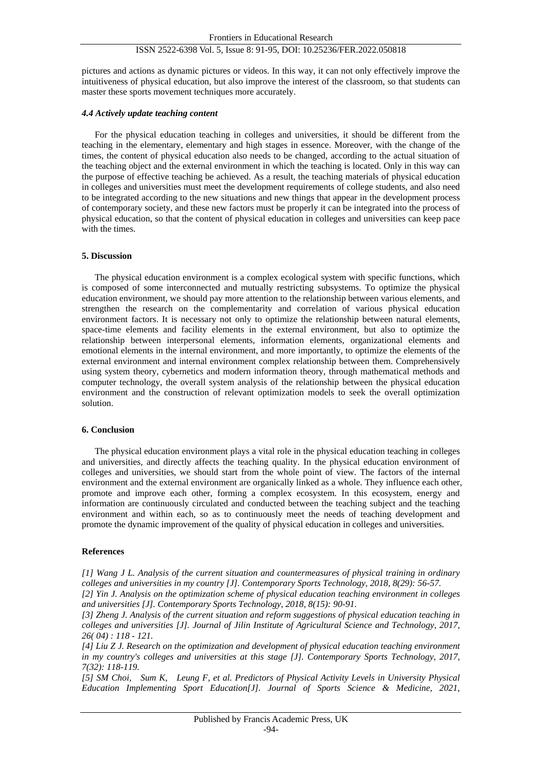pictures and actions as dynamic pictures or videos. In this way, it can not only effectively improve the intuitiveness of physical education, but also improve the interest of the classroom, so that students can master these sports movement techniques more accurately.

### *4.4 Actively update teaching content*

For the physical education teaching in colleges and universities, it should be different from the teaching in the elementary, elementary and high stages in essence. Moreover, with the change of the times, the content of physical education also needs to be changed, according to the actual situation of the teaching object and the external environment in which the teaching is located. Only in this way can the purpose of effective teaching be achieved. As a result, the teaching materials of physical education in colleges and universities must meet the development requirements of college students, and also need to be integrated according to the new situations and new things that appear in the development process of contemporary society, and these new factors must be properly it can be integrated into the process of physical education, so that the content of physical education in colleges and universities can keep pace with the times.

## 5. Discussion

The physical education environment is a complex ecological system with specific functions, which is composed of some interconnected and mutually restricting subsystems. To optimize the physical education environment, we should pay more attention to the relationship between various elements, and strengthen the research on the complementarity and correlation of various physical education environment factors. It is necessary not only to optimize the relationship between natural elements, space-time elements and facility elements in the external environment, but also to optimize the relationship between interpersonal elements, information elements, organizational elements and emotional elements in the internal environment, and more importantly, to optimize the elements of the external environment and internal environment complex relationship between them. Comprehensively using system theory, cybernetics and modern information theory, through mathematical methods and computer technology, the overall system analysis of the relationship between the physical education environment and the construction of relevant optimization models to seek the overall optimization solution.

## 6. Conclusion

The physical education environment plays a vital role in the physical education teaching in colleges and universities, and directly affects the teaching quality. In the physical education environment of colleges and universities, we should start from the whole point of view. The factors of the internal environment and the external environment are organically linked as a whole. They influence each other, promote and improve each other, forming a complex ecosystem. In this ecosystem, energy and information are continuously circulated and conducted between the teaching subject and the teaching environment and within each, so as to continuously meet the needs of teaching development and promote the dynamic improvement of the quality of physical education in colleges and universities.

## References

*[1] Wang J L. Analysis of the current situation and countermeasures of physical training in ordinary colleges and universities in my country [J]. Contemporary Sports Technology, 2018, 8(29): 56-57.*

*[2] Yin J. Analysis on the optimization scheme of physical education teaching environment in colleges and universities [J]. Contemporary Sports Technology, 2018, 8(15): 90-91.*

*[3] Zheng J. Analysis of the current situation and reform suggestions of physical education teaching in colleges and universities [J]. Journal of Jilin Institute of Agricultural Science and Technology, 2017, 26( 04) : 118 - 121.*

*[4] Liu Z J. Research on the optimization and development of physical education teaching environment in my country's colleges and universities at this stage [J]. Contemporary Sports Technology, 2017, 7(32): 118-119.*

*[5] SM Choi, Sum K, Leung F, et al. Predictors of Physical Activity Levels in University Physical Education Implementing Sport Education[J]. Journal of Sports Science & Medicine, 2021,*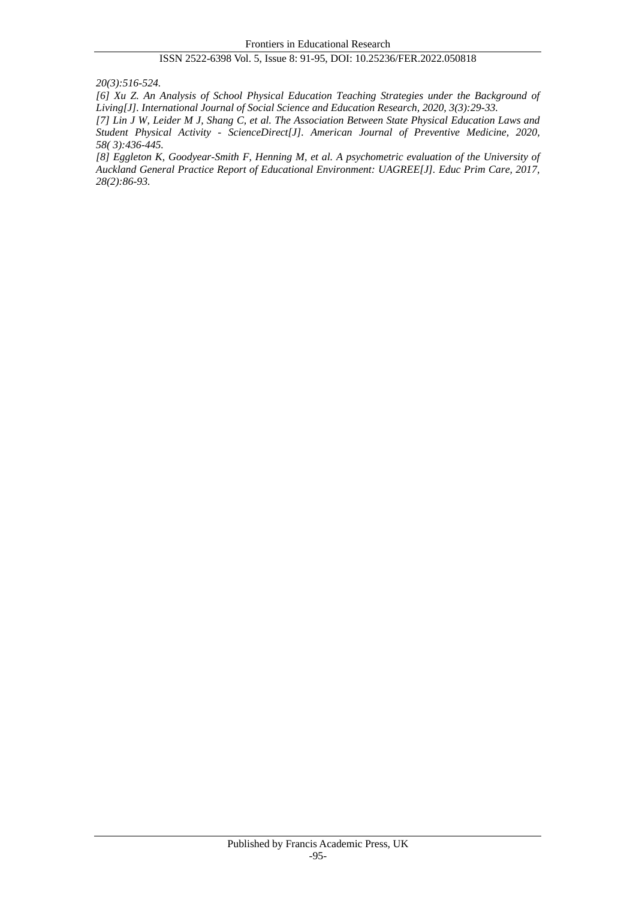*20(3):516-524.*

*[6] Xu Z. An Analysis of School Physical Education Teaching Strategies under the Background of Living[J]. International Journal of Social Science and Education Research, 2020, 3(3):29-33.*

*[7] Lin J W, Leider M J, Shang C, et al. The Association Between State Physical Education Laws and Student Physical Activity - ScienceDirect[J]. American Journal of Preventive Medicine, 2020, 58( 3):436-445.*

*[8] Eggleton K, Goodyear-Smith F, Henning M, et al. A psychometric evaluation of the University of Auckland General Practice Report of Educational Environment: UAGREE[J]. Educ Prim Care, 2017, 28(2):86-93.*